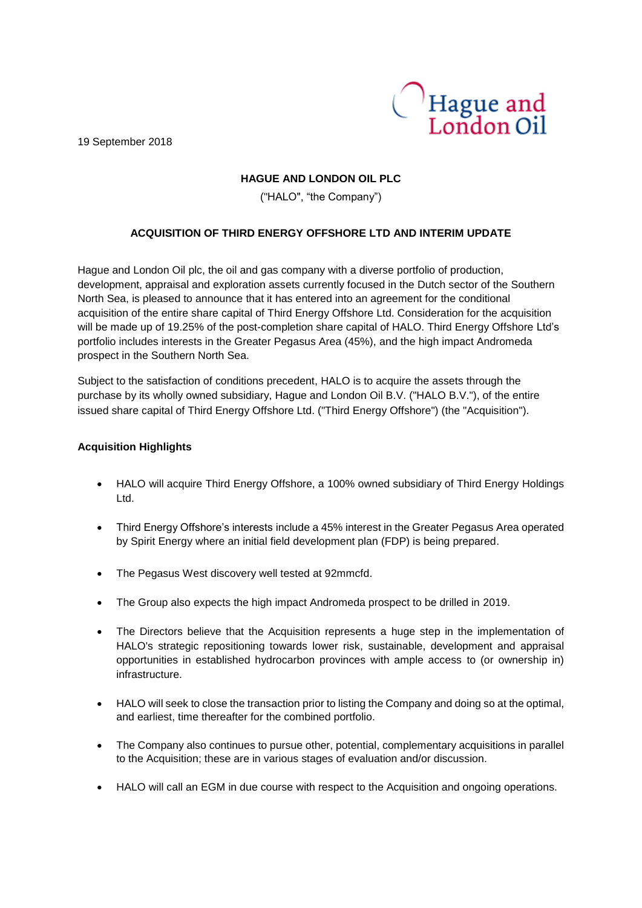19 September 2018

**HAGUE AND LONDON OIL PLC**

("HALO", "the Company")

**ACQUISITION OF THIRD ENERGY OFFSHORE LTD AND INTERIM UPDATE**

Hague and London Oil plc, the oil and gas company with a diverse portfolio of production, development, appraisal and exploration assets currently focused in the Dutch sector of the Southern North Sea, is pleased to announce that it has entered into an agreement for the conditional acquisition of the entire share capital of Third Energy Offshore Ltd. Consideration for the acquisition will be made up of 19.25% of the post-completion share capital of HALO. Third Energy Offshore Ltd's portfolio includes interests in the Greater Pegasus Area (45%), and the high impact Andromeda prospect in the Southern North Sea.

Subject to the satisfaction of conditions precedent, HALO is to acquire the assets through the purchase by its wholly owned subsidiary, Hague and London Oil B.V. ("HALO B.V."), of the entire issued share capital of Third Energy Offshore Ltd. ("Third Energy Offshore") (the "Acquisition").

**Acquisition Highlights**

- HALO will acquire Third Energy Offshore, a 100% owned subsidiary of Third Energy Holdings Ltd.
- Third Energy Offshore's interests include a 45% interest in the Greater Pegasus Area operated by Spirit Energy where an initial field development plan (FDP) is being prepared.
- The Pegasus West discovery well tested at 92mmcfd.
- The Group also expects the high impact Andromeda prospect to be drilled in 2019.
- The Directors believe that the Acquisition represents a huge step in the implementation of HALO's strategic repositioning towards lower risk, sustainable, development and appraisal opportunities in established hydrocarbon provinces with ample access to (or ownership in) infrastructure.
- HALO will seek to close the transaction prior to listing the Company and doing so at the optimal, and earliest, time thereafter for the combined portfolio.
- The Company also continues to pursue other, potential, complementary acquisitions in parallel to the Acquisition; these are in various stages of evaluation and/or discussion.
- HALO will call an EGM in due course with respect to the Acquisition and ongoing operations.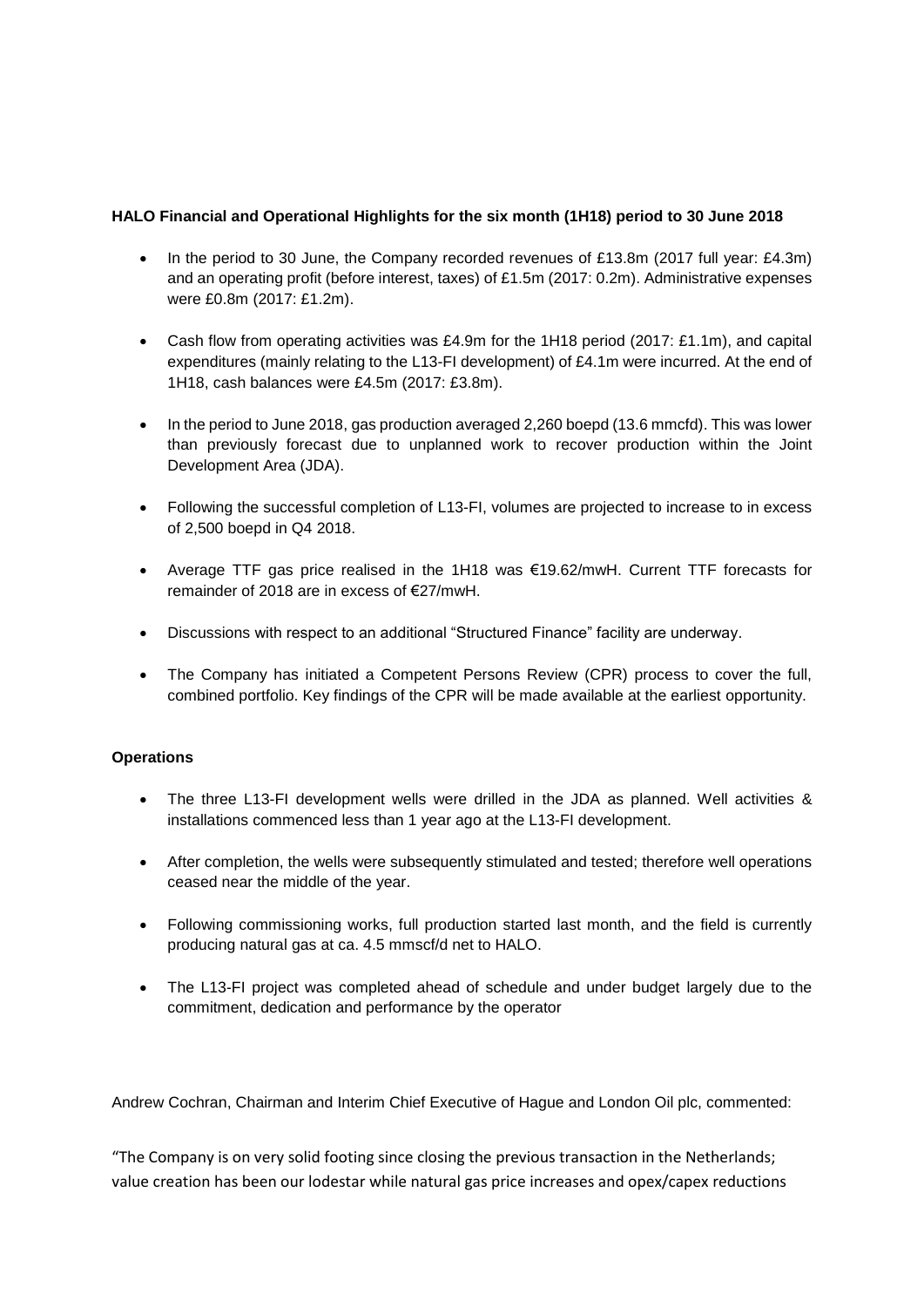**HALO Financial and Operational Highlights for the six month (1H18) period to 30 June 2018**

- In the period to 30 June, the Company recorded revenues of £13.8m (2017 full year: £4.3m) and an operating profit (before interest, taxes) of £1.5m (2017: 0.2m). Administrative expenses were £0.8m (2017: £1.2m).
- Cash flow from operating activities was £4.9m for the 1H18 period (2017: £1.1m), and capital expenditures (mainly relating to the L13-FI development) of £4.1m were incurred. At the end of 1H18, cash balances were £4.5m (2017: £3.8m).
- In the period to June 2018, gas production averaged 2,260 boepd (13.6 mmcfd). This was lower than previously forecast due to unplanned work to recover production within the Joint Development Area (JDA).
- Following the successful completion of L13-FI, volumes are projected to increase to in excess of 2,500 boepd in Q4 2018.
- Average TTF gas price realised in the 1H18 was €19.62/mwH. Current TTF forecasts for remainder of 2018 are in excess of €27/mwH.
- Discussions with respect to an additional "Structured Finance" facility are underway.
- The Company has initiated a Competent Persons Review (CPR) process to cover the full, combined portfolio. Key findings of the CPR will be made available at the earliest opportunity.

**Operations**

- The three L13-FI development wells were drilled in the JDA as planned. Well activities & installations commenced less than 1 year ago at the L13-FI development.
- After completion, the wells were subsequently stimulated and tested; therefore well operations ceased near the middle of the year.
- Following commissioning works, full production started last month, and the field is currently producing natural gas at ca. 4.5 mmscf/d net to HALO.
- The L13-FI project was completed ahead of schedule and under budget largely due to the commitment, dedication and performance by the operator

Andrew Cochran, Chairman and Interim Chief Executive of Hague and London Oil plc, commented:

"The Company is on very solid footing since closing the previous transaction in the Netherlands; value creation has been our lodestar while natural gas price increases and opex/capex reductions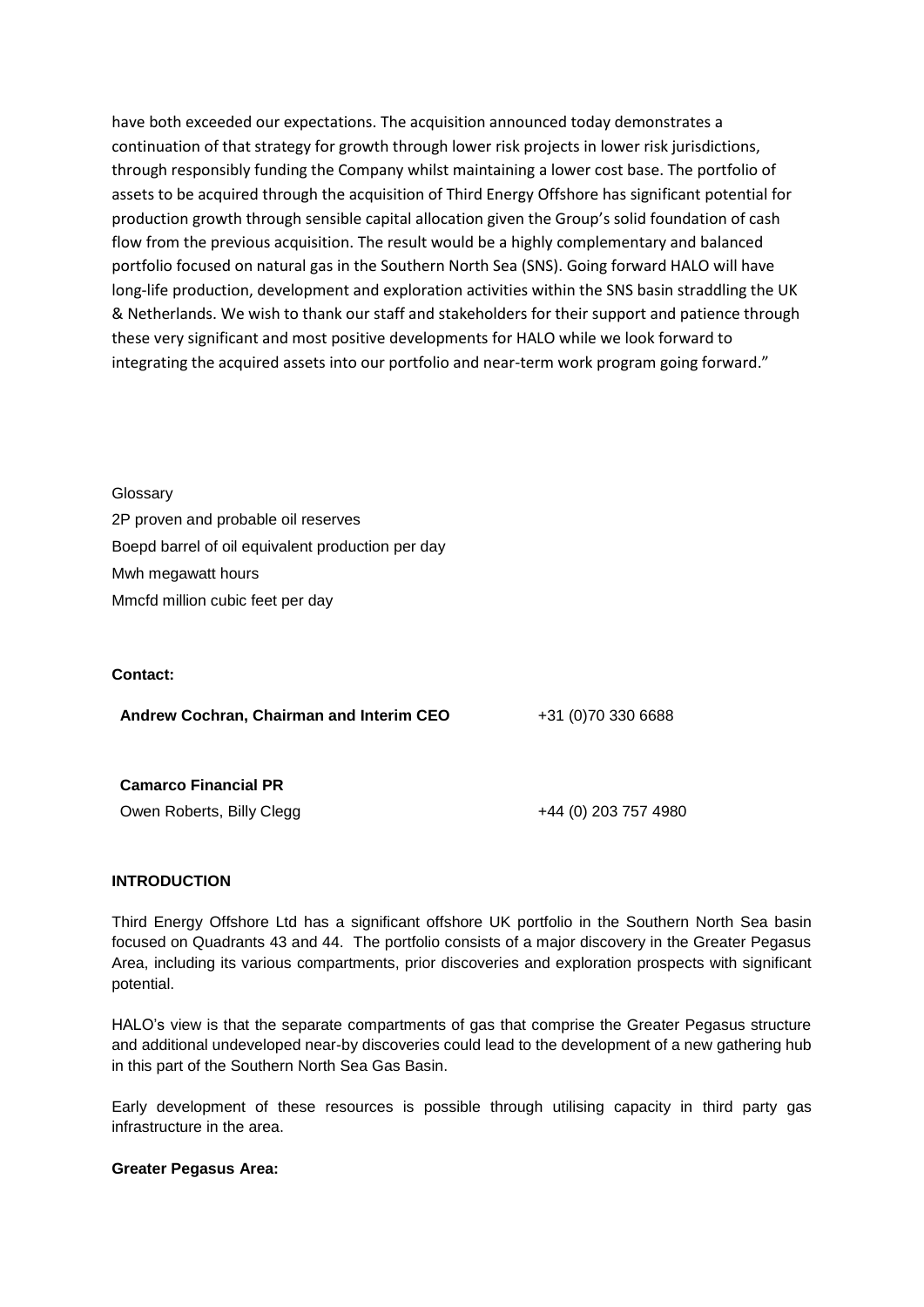have both exceeded our expectations. The acquisition announced today demonstrates a continuation of that strategy for growth through lower risk projects in lower risk jurisdictions, through responsibly funding the Company whilst maintaining a lower cost base. The portfolio of assets to be acquired through the acquisition of Third Energy Offshore has significant potential for production growth through sensible capital allocation given the Group's solid foundation of cash flow from the previous acquisition. The result would be a highly complementary and balanced portfolio focused on natural gas in the Southern North Sea (SNS). Going forward HALO will have long-life production, development and exploration activities within the SNS basin straddling the UK & Netherlands. We wish to thank our staff and stakeholders for their support and patience through these very significant and most positive developments for HALO while we look forward to integrating the acquired assets into our portfolio and near-term work program going forward."

Glossary

2P proven and probable oil reserves

Boepd barrel of oil equivalent production per day

Mwh megawatt hours

Mmcfd million cubic feet per day

**Contact:**

| | |
|---|---|
| **Andrew Cochran, Chairman and Interim CEO** | +31 (0)70 330 6688 |
| | |
| **Camarco Financial PR** | |
| Owen Roberts, Billy Clegg | +44 (0) 203 757 4980 |

**INTRODUCTION**

Third Energy Offshore Ltd has a significant offshore UK portfolio in the Southern North Sea basin focused on Quadrants 43 and 44. The portfolio consists of a major discovery in the Greater Pegasus Area, including its various compartments, prior discoveries and exploration prospects with significant potential.

HALO's view is that the separate compartments of gas that comprise the Greater Pegasus structure and additional undeveloped near-by discoveries could lead to the development of a new gathering hub in this part of the Southern North Sea Gas Basin.

Early development of these resources is possible through utilising capacity in third party gas infrastructure in the area.

**Greater Pegasus Area:**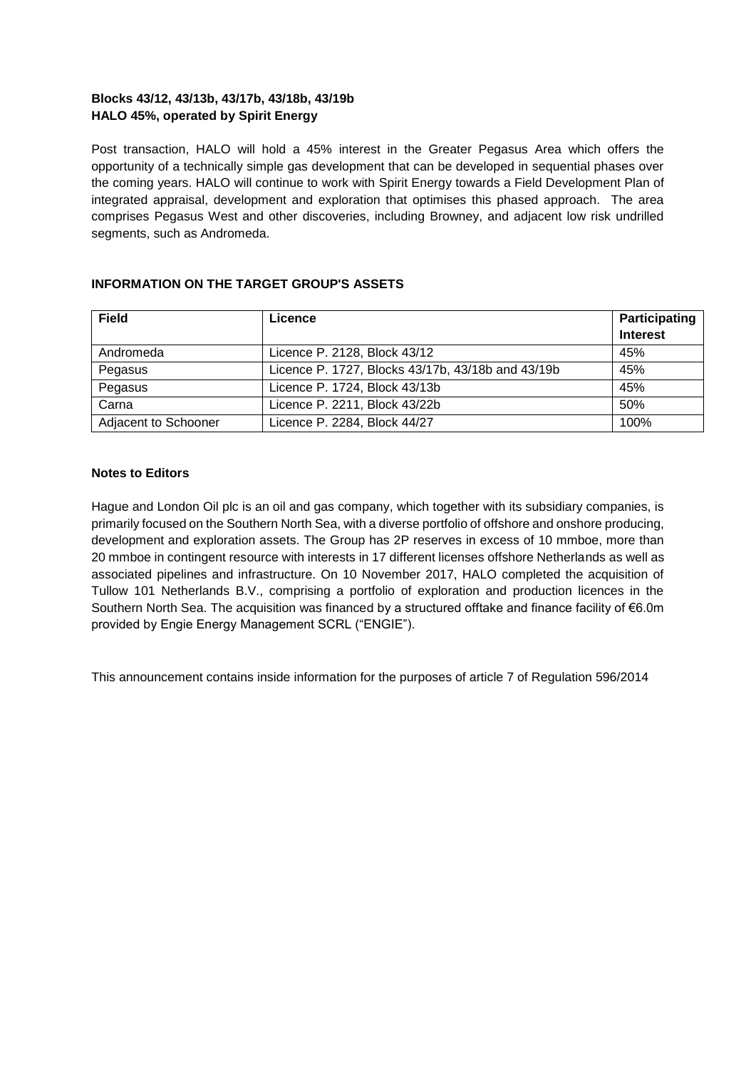**Blocks 43/12, 43/13b, 43/17b, 43/18b, 43/19b**
**HALO 45%, operated by Spirit Energy**

Post transaction, HALO will hold a 45% interest in the Greater Pegasus Area which offers the opportunity of a technically simple gas development that can be developed in sequential phases over the coming years. HALO will continue to work with Spirit Energy towards a Field Development Plan of integrated appraisal, development and exploration that optimises this phased approach. The area comprises Pegasus West and other discoveries, including Browney, and adjacent low risk undrilled segments, such as Andromeda.

**INFORMATION ON THE TARGET GROUP'S ASSETS**

| Field | Licence | Participating Interest |
|---|---|---|
| Andromeda | Licence P. 2128, Block 43/12 | 45% |
| Pegasus | Licence P. 1727, Blocks 43/17b, 43/18b and 43/19b | 45% |
| Pegasus | Licence P. 1724, Block 43/13b | 45% |
| Carna | Licence P. 2211, Block 43/22b | 50% |
| Adjacent to Schooner | Licence P. 2284, Block 44/27 | 100% |

**Notes to Editors**

Hague and London Oil plc is an oil and gas company, which together with its subsidiary companies, is primarily focused on the Southern North Sea, with a diverse portfolio of offshore and onshore producing, development and exploration assets. The Group has 2P reserves in excess of 10 mmboe, more than 20 mmboe in contingent resource with interests in 17 different licenses offshore Netherlands as well as associated pipelines and infrastructure. On 10 November 2017, HALO completed the acquisition of Tullow 101 Netherlands B.V., comprising a portfolio of exploration and production licences in the Southern North Sea. The acquisition was financed by a structured offtake and finance facility of €6.0m provided by Engie Energy Management SCRL ("ENGIE").

This announcement contains inside information for the purposes of article 7 of Regulation 596/2014